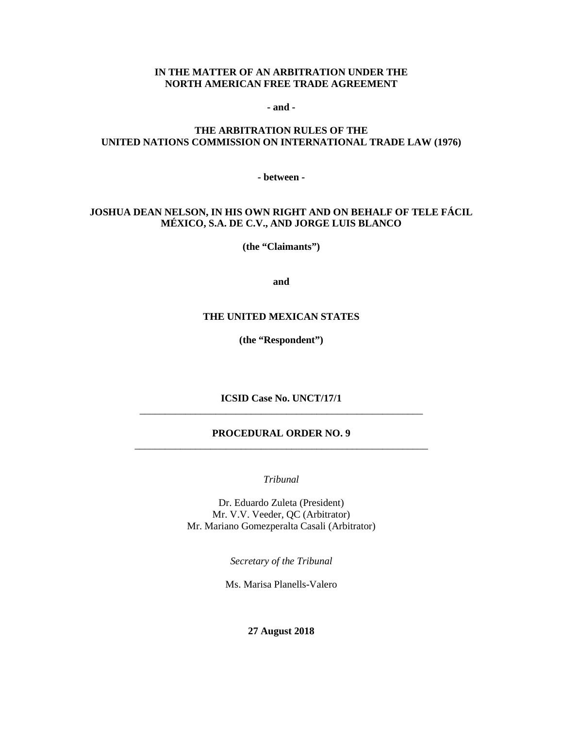**IN THE MATTER OF AN ARBITRATION UNDER THE NORTH AMERICAN FREE TRADE AGREEMENT**

**- and -**

**THE ARBITRATION RULES OF THE UNITED NATIONS COMMISSION ON INTERNATIONAL TRADE LAW (1976)**

**- between -**

**JOSHUA DEAN NELSON, IN HIS OWN RIGHT AND ON BEHALF OF TELE FÁCIL MÉXICO, S.A. DE C.V., AND JORGE LUIS BLANCO**

**(the "Claimants")**

**and**

**THE UNITED MEXICAN STATES**

**(the "Respondent")**

**ICSID Case No. UNCT/17/1**

---

# PROCEDURAL ORDER NO. 9

---

*Tribunal*

Dr. Eduardo Zuleta (President)
Mr. V.V. Veeder, QC (Arbitrator)
Mr. Mariano Gomezperalta Casali (Arbitrator)

*Secretary of the Tribunal*

Ms. Marisa Planells-Valero

**27 August 2018**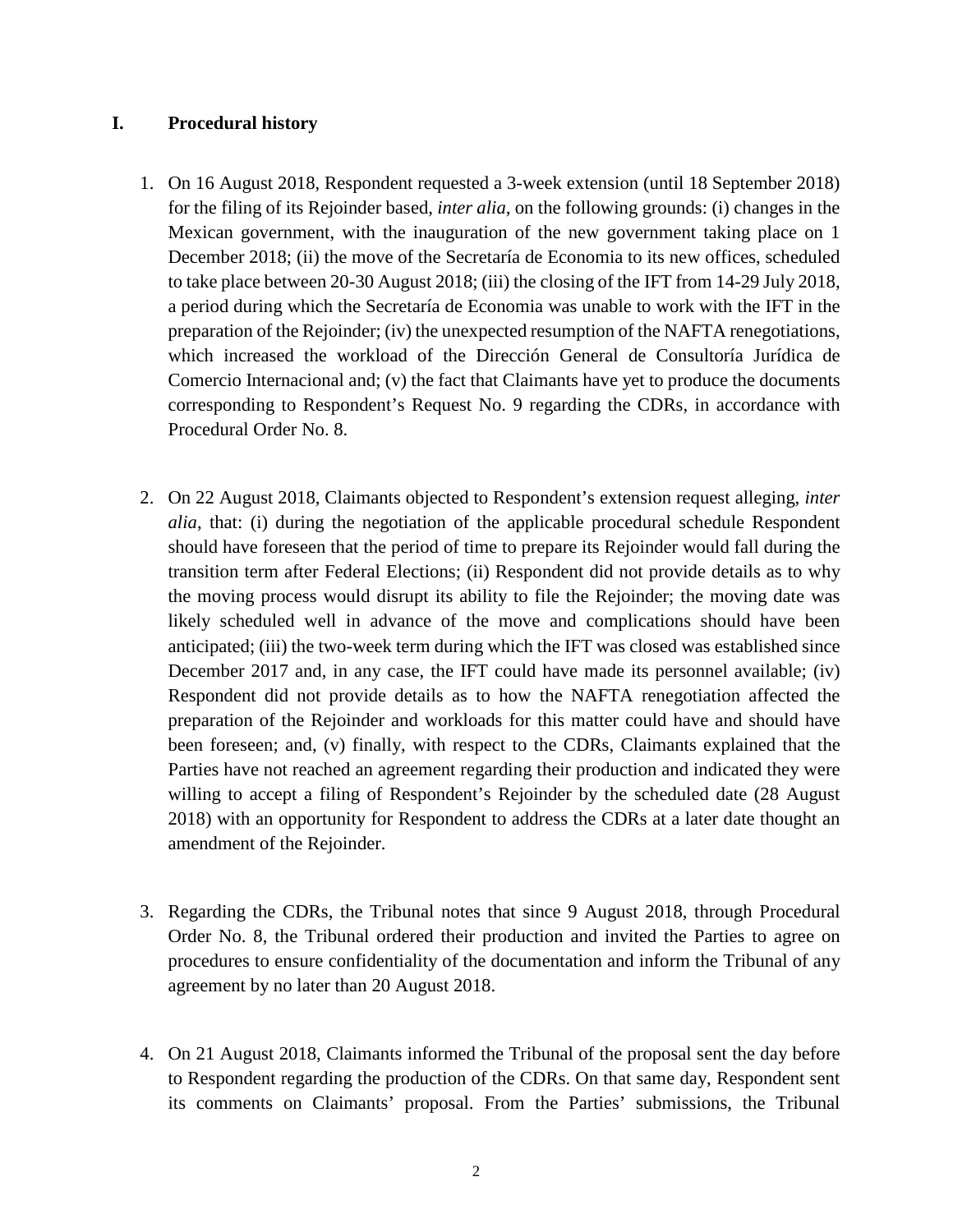## I. Procedural history

1. On 16 August 2018, Respondent requested a 3-week extension (until 18 September 2018) for the filing of its Rejoinder based, *inter alia*, on the following grounds: (i) changes in the Mexican government, with the inauguration of the new government taking place on 1 December 2018; (ii) the move of the Secretaría de Economia to its new offices, scheduled to take place between 20-30 August 2018; (iii) the closing of the IFT from 14-29 July 2018, a period during which the Secretaría de Economia was unable to work with the IFT in the preparation of the Rejoinder; (iv) the unexpected resumption of the NAFTA renegotiations, which increased the workload of the Dirección General de Consultoría Jurídica de Comercio Internacional and; (v) the fact that Claimants have yet to produce the documents corresponding to Respondent's Request No. 9 regarding the CDRs, in accordance with Procedural Order No. 8.

2. On 22 August 2018, Claimants objected to Respondent's extension request alleging, *inter alia*, that: (i) during the negotiation of the applicable procedural schedule Respondent should have foreseen that the period of time to prepare its Rejoinder would fall during the transition term after Federal Elections; (ii) Respondent did not provide details as to why the moving process would disrupt its ability to file the Rejoinder; the moving date was likely scheduled well in advance of the move and complications should have been anticipated; (iii) the two-week term during which the IFT was closed was established since December 2017 and, in any case, the IFT could have made its personnel available; (iv) Respondent did not provide details as to how the NAFTA renegotiation affected the preparation of the Rejoinder and workloads for this matter could have and should have been foreseen; and, (v) finally, with respect to the CDRs, Claimants explained that the Parties have not reached an agreement regarding their production and indicated they were willing to accept a filing of Respondent's Rejoinder by the scheduled date (28 August 2018) with an opportunity for Respondent to address the CDRs at a later date thought an amendment of the Rejoinder.

3. Regarding the CDRs, the Tribunal notes that since 9 August 2018, through Procedural Order No. 8, the Tribunal ordered their production and invited the Parties to agree on procedures to ensure confidentiality of the documentation and inform the Tribunal of any agreement by no later than 20 August 2018.

4. On 21 August 2018, Claimants informed the Tribunal of the proposal sent the day before to Respondent regarding the production of the CDRs. On that same day, Respondent sent its comments on Claimants' proposal. From the Parties' submissions, the Tribunal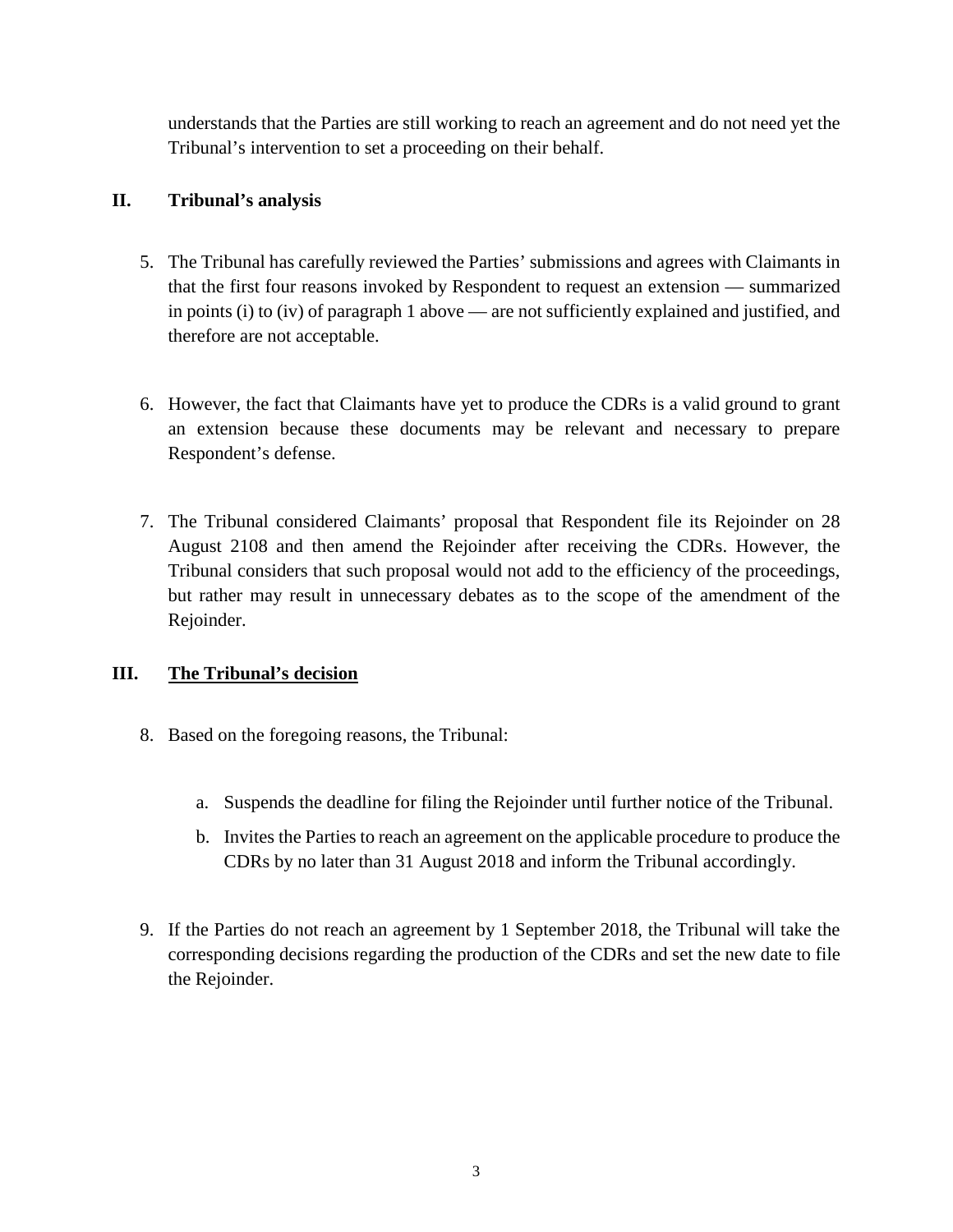understands that the Parties are still working to reach an agreement and do not need yet the Tribunal's intervention to set a proceeding on their behalf.

## II. Tribunal's analysis

5. The Tribunal has carefully reviewed the Parties' submissions and agrees with Claimants in that the first four reasons invoked by Respondent to request an extension — summarized in points (i) to (iv) of paragraph 1 above — are not sufficiently explained and justified, and therefore are not acceptable.

6. However, the fact that Claimants have yet to produce the CDRs is a valid ground to grant an extension because these documents may be relevant and necessary to prepare Respondent's defense.

7. The Tribunal considered Claimants' proposal that Respondent file its Rejoinder on 28 August 2108 and then amend the Rejoinder after receiving the CDRs. However, the Tribunal considers that such proposal would not add to the efficiency of the proceedings, but rather may result in unnecessary debates as to the scope of the amendment of the Rejoinder.

## III. The Tribunal's decision

8. Based on the foregoing reasons, the Tribunal:

   a. Suspends the deadline for filing the Rejoinder until further notice of the Tribunal.

   b. Invites the Parties to reach an agreement on the applicable procedure to produce the CDRs by no later than 31 August 2018 and inform the Tribunal accordingly.

9. If the Parties do not reach an agreement by 1 September 2018, the Tribunal will take the corresponding decisions regarding the production of the CDRs and set the new date to file the Rejoinder.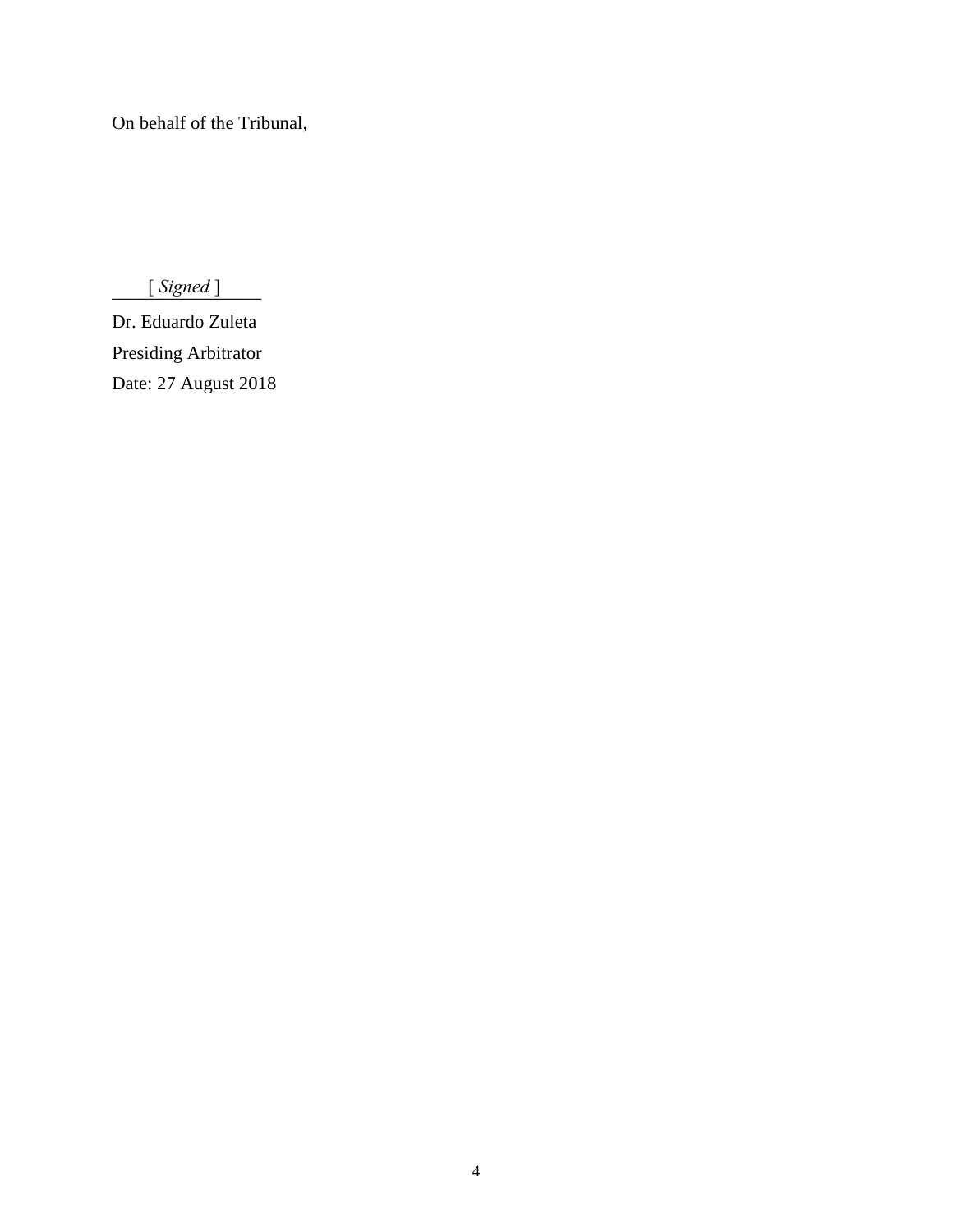On behalf of the Tribunal,

[ *Signed* ]

Dr. Eduardo Zuleta
Presiding Arbitrator
Date: 27 August 2018